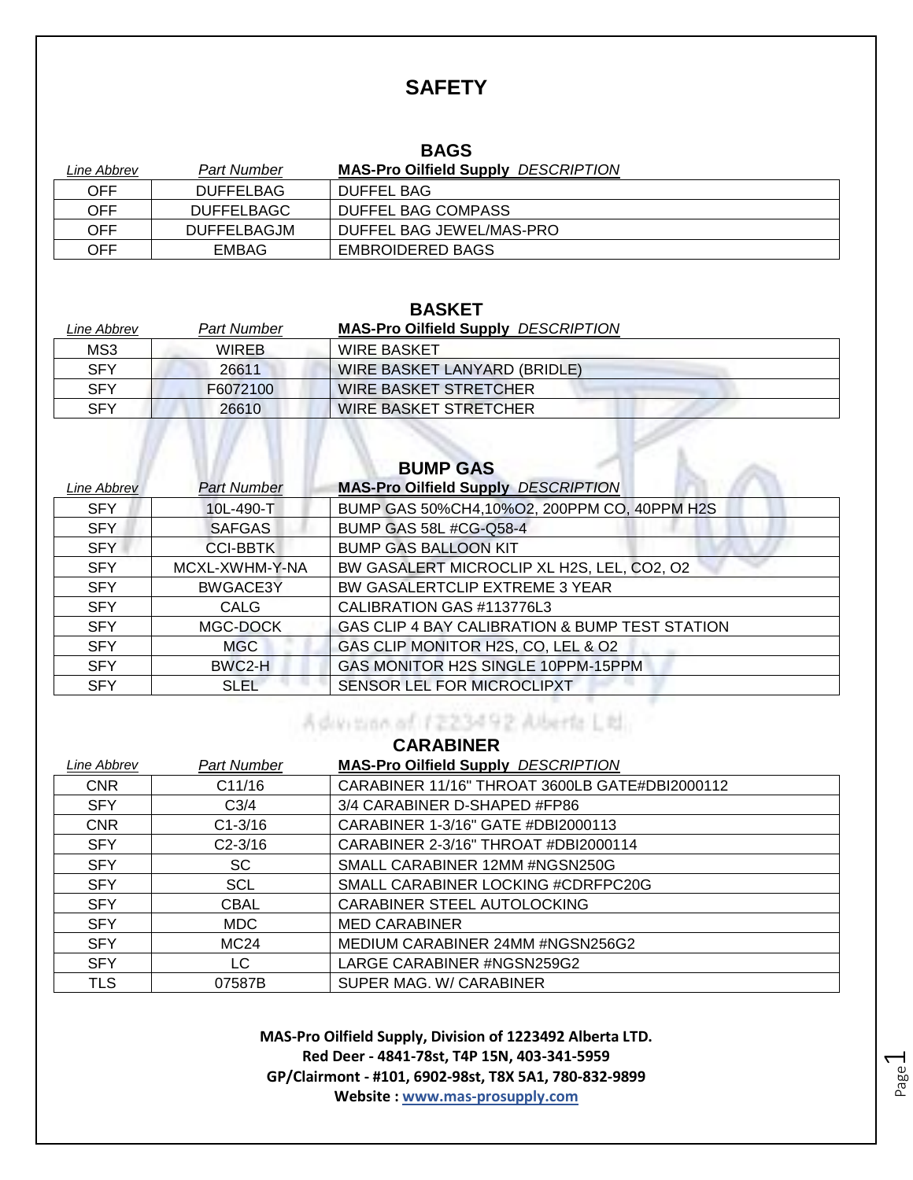# SAFETY

## BAGS

| Line Abbrev | Part Number | MAS-Pro Oilfield Supply DESCRIPTION |
|---|---|---|
| OFF | DUFFELBAG | DUFFEL BAG |
| OFF | DUFFELBAGC | DUFFEL BAG COMPASS |
| OFF | DUFFELBAGJM | DUFFEL BAG JEWEL/MAS-PRO |
| OFF | EMBAG | EMBROIDERED BAGS |

## BASKET

| Line Abbrev | Part Number | MAS-Pro Oilfield Supply DESCRIPTION |
|---|---|---|
| MS3 | WIREB | WIRE BASKET |
| SFY | 26611 | WIRE BASKET LANYARD (BRIDLE) |
| SFY | F6072100 | WIRE BASKET STRETCHER |
| SFY | 26610 | WIRE BASKET STRETCHER |

## BUMP GAS

| Line Abbrev | Part Number | MAS-Pro Oilfield Supply DESCRIPTION |
|---|---|---|
| SFY | 10L-490-T | BUMP GAS 50%CH4,10%O2, 200PPM CO, 40PPM H2S |
| SFY | SAFGAS | BUMP GAS 58L #CG-Q58-4 |
| SFY | CCI-BBTK | BUMP GAS BALLOON KIT |
| SFY | MCXL-XWHM-Y-NA | BW GASALERT MICROCLIP XL H2S, LEL, CO2, O2 |
| SFY | BWGACE3Y | BW GASALERTCLIP EXTREME 3 YEAR |
| SFY | CALG | CALIBRATION GAS #113776L3 |
| SFY | MGC-DOCK | GAS CLIP 4 BAY CALIBRATION & BUMP TEST STATION |
| SFY | MGC | GAS CLIP MONITOR H2S, CO, LEL & O2 |
| SFY | BWC2-H | GAS MONITOR H2S SINGLE 10PPM-15PPM |
| SFY | SLEL | SENSOR LEL FOR MICROCLIPXT |

## CARABINER

| Line Abbrev | Part Number | MAS-Pro Oilfield Supply DESCRIPTION |
|---|---|---|
| CNR | C11/16 | CARABINER 11/16" THROAT 3600LB GATE#DBI2000112 |
| SFY | C3/4 | 3/4 CARABINER D-SHAPED #FP86 |
| CNR | C1-3/16 | CARABINER 1-3/16" GATE #DBI2000113 |
| SFY | C2-3/16 | CARABINER 2-3/16" THROAT #DBI2000114 |
| SFY | SC | SMALL CARABINER 12MM #NGSN250G |
| SFY | SCL | SMALL CARABINER LOCKING #CDRFPC20G |
| SFY | CBAL | CARABINER STEEL AUTOLOCKING |
| SFY | MDC | MED CARABINER |
| SFY | MC24 | MEDIUM CARABINER 24MM #NGSN256G2 |
| SFY | LC | LARGE CARABINER #NGSN259G2 |
| TLS | 07587B | SUPER MAG. W/ CARABINER |

**MAS-Pro Oilfield Supply, Division of 1223492 Alberta LTD.**
**Red Deer - 4841-78st, T4P 15N, 403-341-5959**
**GP/Clairmont - #101, 6902-98st, T8X 5A1, 780-832-9899**
**Website : www.mas-prosupply.com**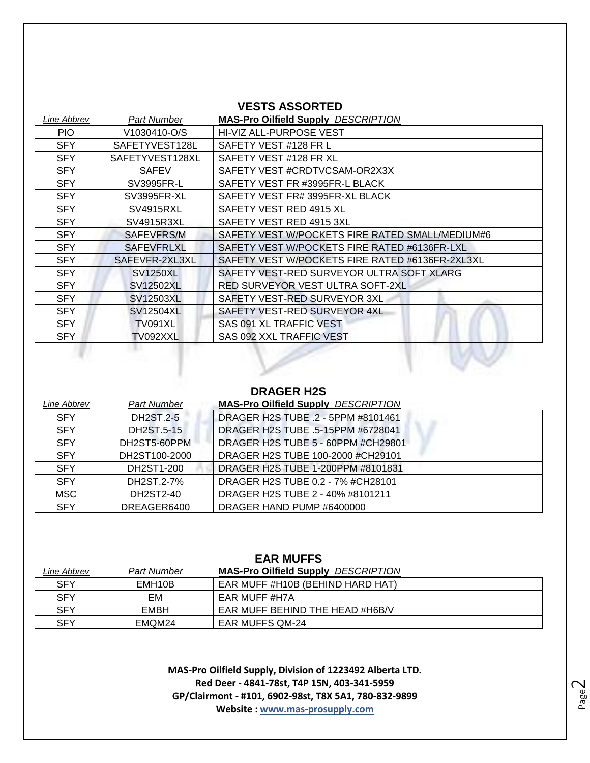## VESTS ASSORTED

| Line Abbrev | Part Number | MAS-Pro Oilfield Supply DESCRIPTION |
|---|---|---|
| PIO | V1030410-O/S | HI-VIZ ALL-PURPOSE VEST |
| SFY | SAFETYVEST128L | SAFETY VEST #128 FR L |
| SFY | SAFETYVEST128XL | SAFETY VEST #128 FR XL |
| SFY | SAFEV | SAFETY VEST #CRDTVCSAM-OR2X3X |
| SFY | SV3995FR-L | SAFETY VEST FR #3995FR-L BLACK |
| SFY | SV3995FR-XL | SAFETY VEST FR# 3995FR-XL BLACK |
| SFY | SV4915RXL | SAFETY VEST RED 4915 XL |
| SFY | SV4915R3XL | SAFETY VEST RED 4915 3XL |
| SFY | SAFEVFRS/M | SAFETY VEST W/POCKETS FIRE RATED SMALL/MEDIUM#6 |
| SFY | SAFEVFRLXL | SAFETY VEST W/POCKETS FIRE RATED #6136FR-LXL |
| SFY | SAFEVFR-2XL3XL | SAFETY VEST W/POCKETS FIRE RATED #6136FR-2XL3XL |
| SFY | SV1250XL | SAFETY VEST-RED SURVEYOR ULTRA SOFT XLARG |
| SFY | SV12502XL | RED SURVEYOR VEST ULTRA SOFT-2XL |
| SFY | SV12503XL | SAFETY VEST-RED SURVEYOR 3XL |
| SFY | SV12504XL | SAFETY VEST-RED SURVEYOR 4XL |
| SFY | TV091XL | SAS 091 XL TRAFFIC VEST |
| SFY | TV092XXL | SAS 092 XXL TRAFFIC VEST |

## DRAGER H2S

| Line Abbrev | Part Number | MAS-Pro Oilfield Supply DESCRIPTION |
|---|---|---|
| SFY | DH2ST.2-5 | DRAGER H2S TUBE .2 - 5PPM #8101461 |
| SFY | DH2ST.5-15 | DRAGER H2S TUBE .5-15PPM #6728041 |
| SFY | DH2ST5-60PPM | DRAGER H2S TUBE 5 - 60PPM #CH29801 |
| SFY | DH2ST100-2000 | DRAGER H2S TUBE 100-2000 #CH29101 |
| SFY | DH2ST1-200 | DRAGER H2S TUBE 1-200PPM #8101831 |
| SFY | DH2ST.2-7% | DRAGER H2S TUBE 0.2 - 7% #CH28101 |
| MSC | DH2ST2-40 | DRAGER H2S TUBE 2 - 40% #8101211 |
| SFY | DREAGER6400 | DRAGER HAND PUMP #6400000 |

## EAR MUFFS

| Line Abbrev | Part Number | MAS-Pro Oilfield Supply DESCRIPTION |
|---|---|---|
| SFY | EMH10B | EAR MUFF #H10B (BEHIND HARD HAT) |
| SFY | EM | EAR MUFF #H7A |
| SFY | EMBH | EAR MUFF BEHIND THE HEAD #H6B/V |
| SFY | EMQM24 | EAR MUFFS QM-24 |

**MAS-Pro Oilfield Supply, Division of 1223492 Alberta LTD.**
**Red Deer - 4841-78st, T4P 15N, 403-341-5959**
**GP/Clairmont - #101, 6902-98st, T8X 5A1, 780-832-9899**
**Website : www.mas-prosupply.com**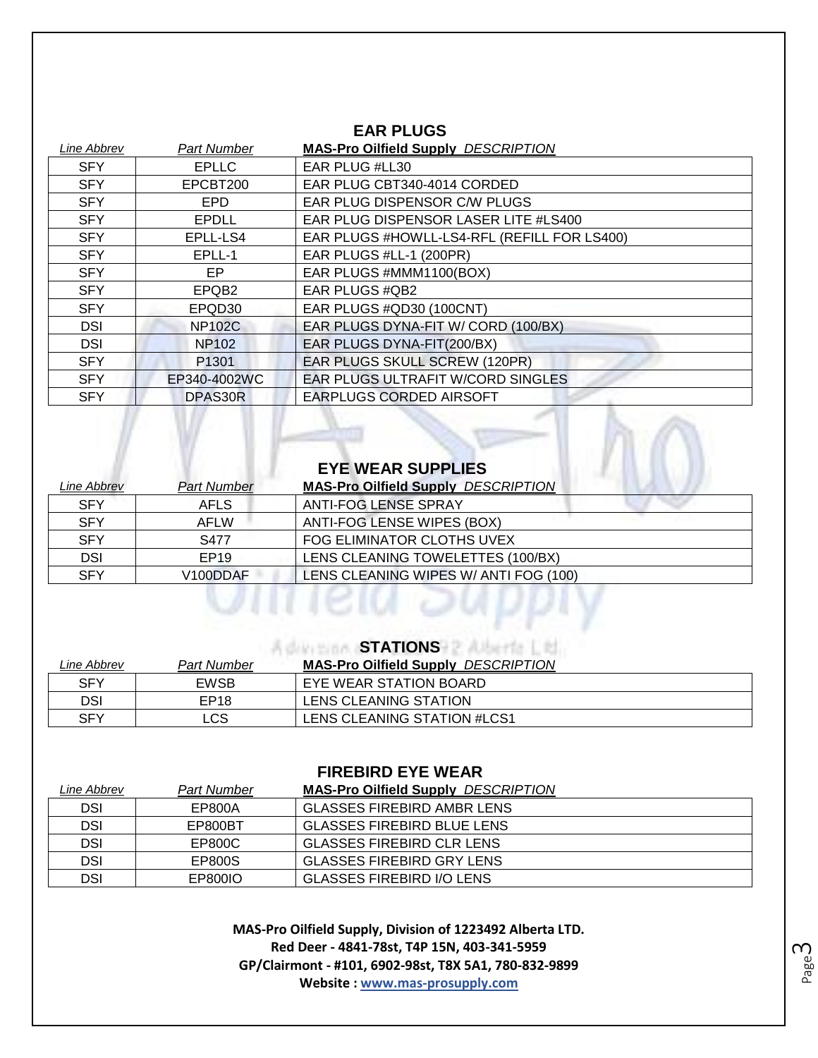## EAR PLUGS

| Line Abbrev | Part Number | MAS-Pro Oilfield Supply DESCRIPTION |
| --- | --- | --- |
| SFY | EPLLC | EAR PLUG #LL30 |
| SFY | EPCBT200 | EAR PLUG CBT340-4014 CORDED |
| SFY | EPD | EAR PLUG DISPENSOR C/W PLUGS |
| SFY | EPDLL | EAR PLUG DISPENSOR LASER LITE #LS400 |
| SFY | EPLL-LS4 | EAR PLUGS #HOWLL-LS4-RFL (REFILL FOR LS400) |
| SFY | EPLL-1 | EAR PLUGS #LL-1 (200PR) |
| SFY | EP | EAR PLUGS #MMM1100(BOX) |
| SFY | EPQB2 | EAR PLUGS #QB2 |
| SFY | EPQD30 | EAR PLUGS #QD30 (100CNT) |
| DSI | NP102C | EAR PLUGS DYNA-FIT W/ CORD (100/BX) |
| DSI | NP102 | EAR PLUGS DYNA-FIT(200/BX) |
| SFY | P1301 | EAR PLUGS SKULL SCREW (120PR) |
| SFY | EP340-4002WC | EAR PLUGS ULTRAFIT W/CORD SINGLES |
| SFY | DPAS30R | EARPLUGS CORDED AIRSOFT |

## EYE WEAR SUPPLIES

| Line Abbrev | Part Number | MAS-Pro Oilfield Supply DESCRIPTION |
| --- | --- | --- |
| SFY | AFLS | ANTI-FOG LENSE SPRAY |
| SFY | AFLW | ANTI-FOG LENSE WIPES (BOX) |
| SFY | S477 | FOG ELIMINATOR CLOTHS UVEX |
| DSI | EP19 | LENS CLEANING TOWELETTES (100/BX) |
| SFY | V100DDAF | LENS CLEANING WIPES W/ ANTI FOG (100) |

## STATIONS

| Line Abbrev | Part Number | MAS-Pro Oilfield Supply DESCRIPTION |
| --- | --- | --- |
| SFY | EWSB | EYE WEAR STATION BOARD |
| DSI | EP18 | LENS CLEANING STATION |
| SFY | LCS | LENS CLEANING STATION #LCS1 |

## FIREBIRD EYE WEAR

| Line Abbrev | Part Number | MAS-Pro Oilfield Supply DESCRIPTION |
| --- | --- | --- |
| DSI | EP800A | GLASSES FIREBIRD AMBR LENS |
| DSI | EP800BT | GLASSES FIREBIRD BLUE LENS |
| DSI | EP800C | GLASSES FIREBIRD CLR LENS |
| DSI | EP800S | GLASSES FIREBIRD GRY LENS |
| DSI | EP800IO | GLASSES FIREBIRD I/O LENS |

**MAS-Pro Oilfield Supply, Division of 1223492 Alberta LTD.**
**Red Deer - 4841-78st, T4P 15N, 403-341-5959**
**GP/Clairmont - #101, 6902-98st, T8X 5A1, 780-832-9899**
**Website : www.mas-prosupply.com**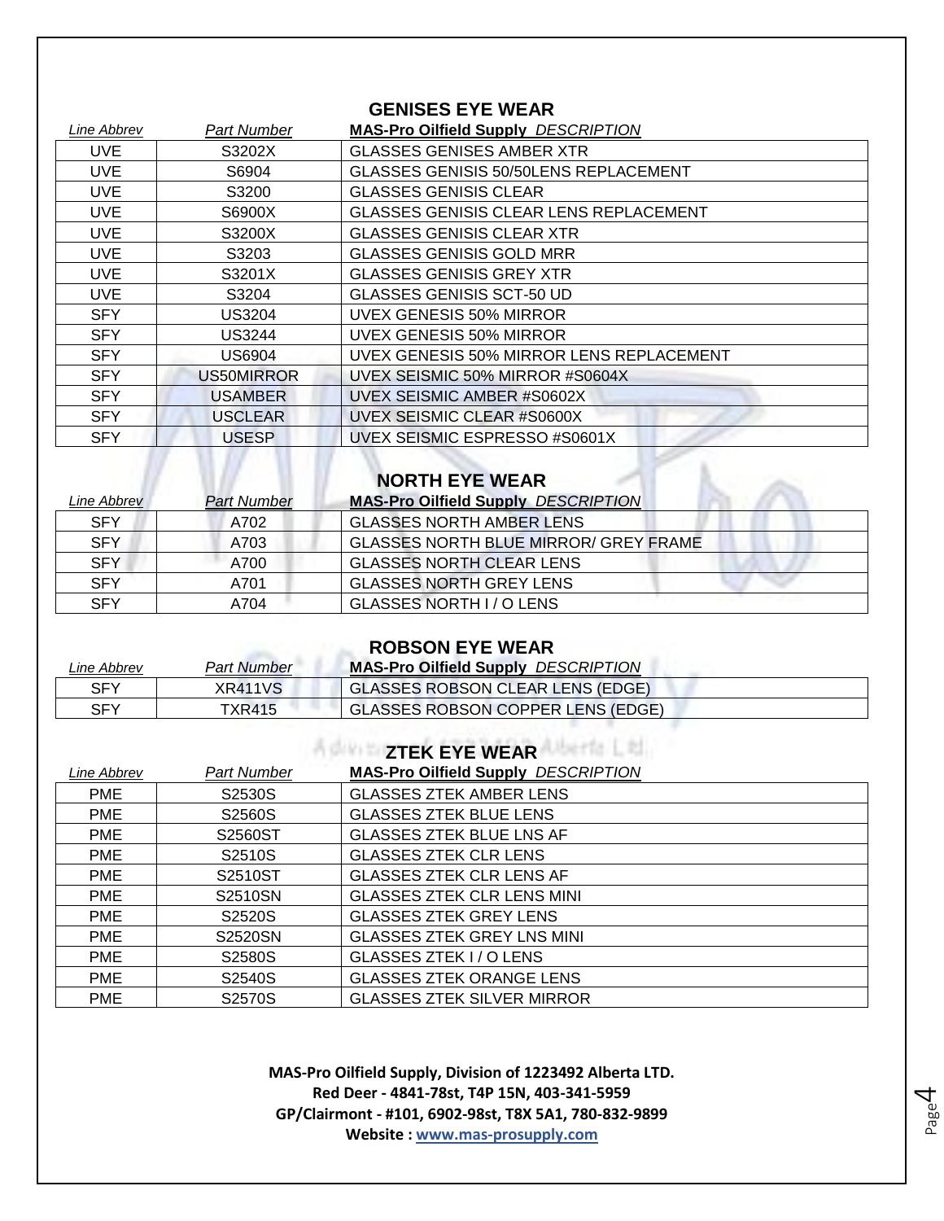## GENISES EYE WEAR

| *Line Abbrev* | *Part Number* | **MAS-Pro Oilfield Supply** *DESCRIPTION* |
|---|---|---|
| UVE | S3202X | GLASSES GENISES AMBER XTR |
| UVE | S6904 | GLASSES GENISIS 50/50LENS REPLACEMENT |
| UVE | S3200 | GLASSES GENISIS CLEAR |
| UVE | S6900X | GLASSES GENISIS CLEAR LENS REPLACEMENT |
| UVE | S3200X | GLASSES GENISIS CLEAR XTR |
| UVE | S3203 | GLASSES GENISIS GOLD MRR |
| UVE | S3201X | GLASSES GENISIS GREY XTR |
| UVE | S3204 | GLASSES GENISIS SCT-50 UD |
| SFY | US3204 | UVEX GENESIS 50% MIRROR |
| SFY | US3244 | UVEX GENESIS 50% MIRROR |
| SFY | US6904 | UVEX GENESIS 50% MIRROR LENS REPLACEMENT |
| SFY | US50MIRROR | UVEX SEISMIC 50% MIRROR #S0604X |
| SFY | USAMBER | UVEX SEISMIC AMBER #S0602X |
| SFY | USCLEAR | UVEX SEISMIC CLEAR #S0600X |
| SFY | USESP | UVEX SEISMIC ESPRESSO #S0601X |

## NORTH EYE WEAR

| *Line Abbrev* | *Part Number* | **MAS-Pro Oilfield Supply** *DESCRIPTION* |
|---|---|---|
| SFY | A702 | GLASSES NORTH AMBER LENS |
| SFY | A703 | GLASSES NORTH BLUE MIRROR/ GREY FRAME |
| SFY | A700 | GLASSES NORTH CLEAR LENS |
| SFY | A701 | GLASSES NORTH GREY LENS |
| SFY | A704 | GLASSES NORTH I / O LENS |

## ROBSON EYE WEAR

| *Line Abbrev* | *Part Number* | **MAS-Pro Oilfield Supply** *DESCRIPTION* |
|---|---|---|
| SFY | XR411VS | GLASSES ROBSON CLEAR LENS (EDGE) |
| SFY | TXR415 | GLASSES ROBSON COPPER LENS (EDGE) |

## ZTEK EYE WEAR

| *Line Abbrev* | *Part Number* | **MAS-Pro Oilfield Supply** *DESCRIPTION* |
|---|---|---|
| PME | S2530S | GLASSES ZTEK AMBER LENS |
| PME | S2560S | GLASSES ZTEK BLUE LENS |
| PME | S2560ST | GLASSES ZTEK BLUE LNS AF |
| PME | S2510S | GLASSES ZTEK CLR LENS |
| PME | S2510ST | GLASSES ZTEK CLR LENS AF |
| PME | S2510SN | GLASSES ZTEK CLR LENS MINI |
| PME | S2520S | GLASSES ZTEK GREY LENS |
| PME | S2520SN | GLASSES ZTEK GREY LNS MINI |
| PME | S2580S | GLASSES ZTEK I / O LENS |
| PME | S2540S | GLASSES ZTEK ORANGE LENS |
| PME | S2570S | GLASSES ZTEK SILVER MIRROR |

**MAS-Pro Oilfield Supply, Division of 1223492 Alberta LTD.**
**Red Deer - 4841-78st, T4P 15N, 403-341-5959**
**GP/Clairmont - #101, 6902-98st, T8X 5A1, 780-832-9899**
**Website : www.mas-prosupply.com**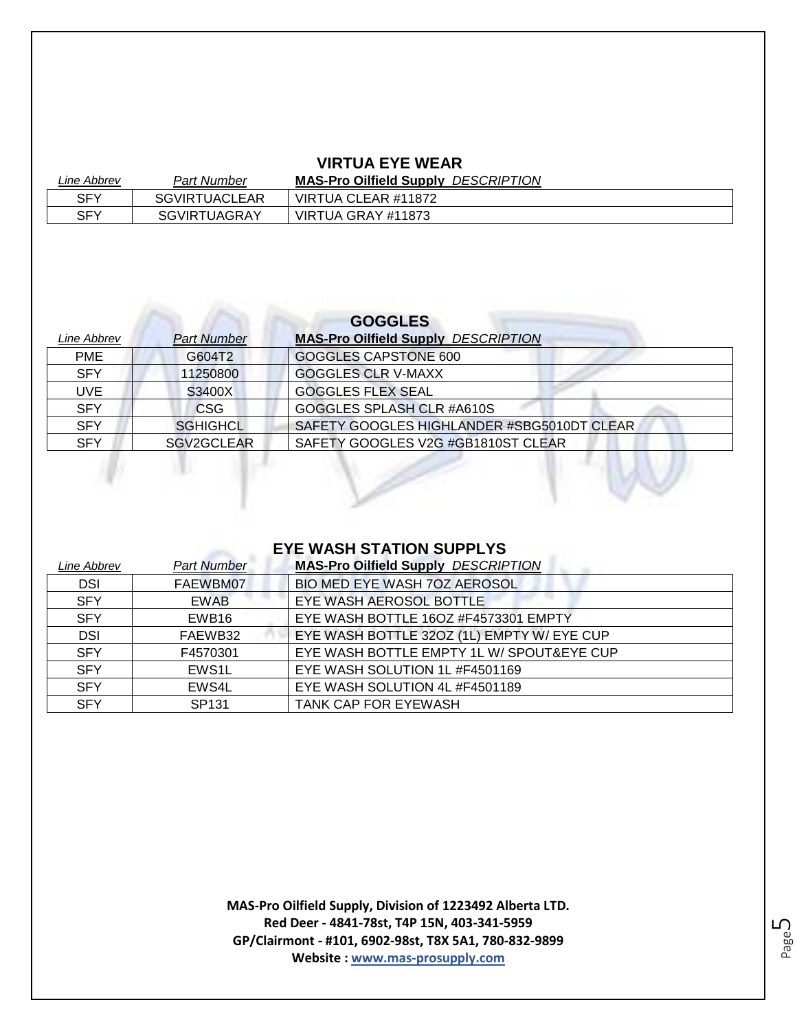## VIRTUA EYE WEAR

| *Line Abbrev* | *Part Number* | **MAS-Pro Oilfield Supply** *DESCRIPTION* |
|---|---|---|
| SFY | SGVIRTUACLEAR | VIRTUA CLEAR #11872 |
| SFY | SGVIRTUAGRAY | VIRTUA GRAY #11873 |

## GOGGLES

| *Line Abbrev* | *Part Number* | **MAS-Pro Oilfield Supply** *DESCRIPTION* |
|---|---|---|
| PME | G604T2 | GOGGLES CAPSTONE 600 |
| SFY | 11250800 | GOGGLES CLR V-MAXX |
| UVE | S3400X | GOGGLES FLEX SEAL |
| SFY | CSG | GOGGLES SPLASH CLR #A610S |
| SFY | SGHIGHCL | SAFETY GOOGLES HIGHLANDER #SBG5010DT CLEAR |
| SFY | SGV2GCLEAR | SAFETY GOOGLES V2G #GB1810ST CLEAR |

## EYE WASH STATION SUPPLYS

| *Line Abbrev* | *Part Number* | **MAS-Pro Oilfield Supply** *DESCRIPTION* |
|---|---|---|
| DSI | FAEWBM07 | BIO MED EYE WASH 7OZ AEROSOL |
| SFY | EWAB | EYE WASH AEROSOL BOTTLE |
| SFY | EWB16 | EYE WASH BOTTLE 16OZ #F4573301 EMPTY |
| DSI | FAEWB32 | EYE WASH BOTTLE 32OZ (1L) EMPTY W/ EYE CUP |
| SFY | F4570301 | EYE WASH BOTTLE EMPTY 1L W/ SPOUT&EYE CUP |
| SFY | EWS1L | EYE WASH SOLUTION 1L #F4501169 |
| SFY | EWS4L | EYE WASH SOLUTION 4L #F4501189 |
| SFY | SP131 | TANK CAP FOR EYEWASH |

**MAS-Pro Oilfield Supply, Division of 1223492 Alberta LTD.**
**Red Deer - 4841-78st, T4P 15N, 403-341-5959**
**GP/Clairmont - #101, 6902-98st, T8X 5A1, 780-832-9899**
**Website : www.mas-prosupply.com**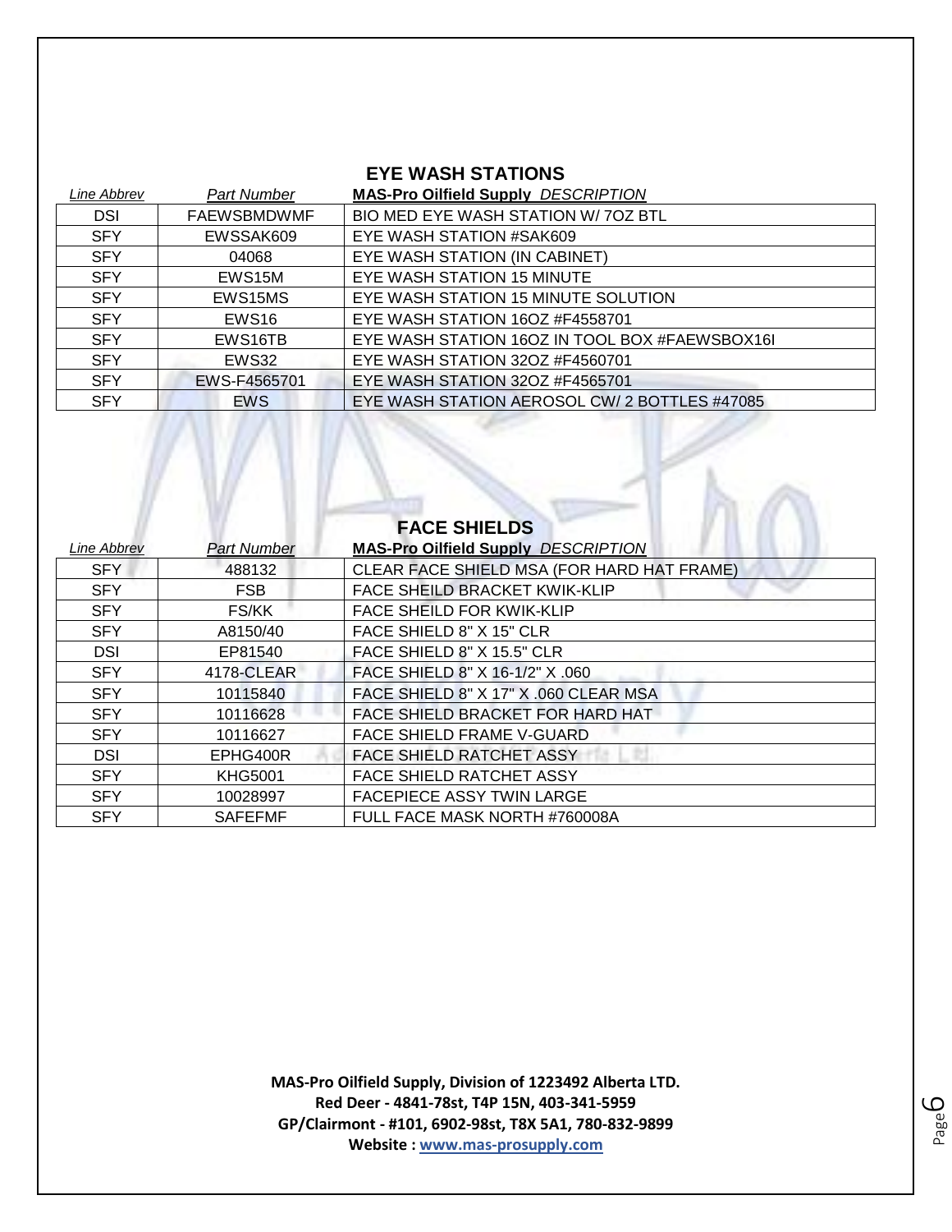## EYE WASH STATIONS

| *Line Abbrev* | *Part Number* | **MAS-Pro Oilfield Supply** *DESCRIPTION* |
|---|---|---|
| DSI | FAEWSBMDWMF | BIO MED EYE WASH STATION W/ 7OZ BTL |
| SFY | EWSSAK609 | EYE WASH STATION #SAK609 |
| SFY | 04068 | EYE WASH STATION (IN CABINET) |
| SFY | EWS15M | EYE WASH STATION 15 MINUTE |
| SFY | EWS15MS | EYE WASH STATION 15 MINUTE SOLUTION |
| SFY | EWS16 | EYE WASH STATION 16OZ #F4558701 |
| SFY | EWS16TB | EYE WASH STATION 16OZ IN TOOL BOX #FAEWSBOX16I |
| SFY | EWS32 | EYE WASH STATION 32OZ #F4560701 |
| SFY | EWS-F4565701 | EYE WASH STATION 32OZ #F4565701 |
| SFY | EWS | EYE WASH STATION AEROSOL CW/ 2 BOTTLES #47085 |

## FACE SHIELDS

| *Line Abbrev* | *Part Number* | **MAS-Pro Oilfield Supply** *DESCRIPTION* |
|---|---|---|
| SFY | 488132 | CLEAR FACE SHIELD MSA (FOR HARD HAT FRAME) |
| SFY | FSB | FACE SHEILD BRACKET KWIK-KLIP |
| SFY | FS/KK | FACE SHEILD FOR KWIK-KLIP |
| SFY | A8150/40 | FACE SHIELD 8" X 15" CLR |
| DSI | EP81540 | FACE SHIELD 8" X 15.5" CLR |
| SFY | 4178-CLEAR | FACE SHIELD 8" X 16-1/2" X .060 |
| SFY | 10115840 | FACE SHIELD 8" X 17" X .060 CLEAR MSA |
| SFY | 10116628 | FACE SHIELD BRACKET FOR HARD HAT |
| SFY | 10116627 | FACE SHIELD FRAME V-GUARD |
| DSI | EPHG400R | FACE SHIELD RATCHET ASSY |
| SFY | KHG5001 | FACE SHIELD RATCHET ASSY |
| SFY | 10028997 | FACEPIECE ASSY TWIN LARGE |
| SFY | SAFEFMF | FULL FACE MASK NORTH #760008A |

**MAS-Pro Oilfield Supply, Division of 1223492 Alberta LTD.**
**Red Deer - 4841-78st, T4P 15N, 403-341-5959**
**GP/Clairmont - #101, 6902-98st, T8X 5A1, 780-832-9899**
**Website : www.mas-prosupply.com**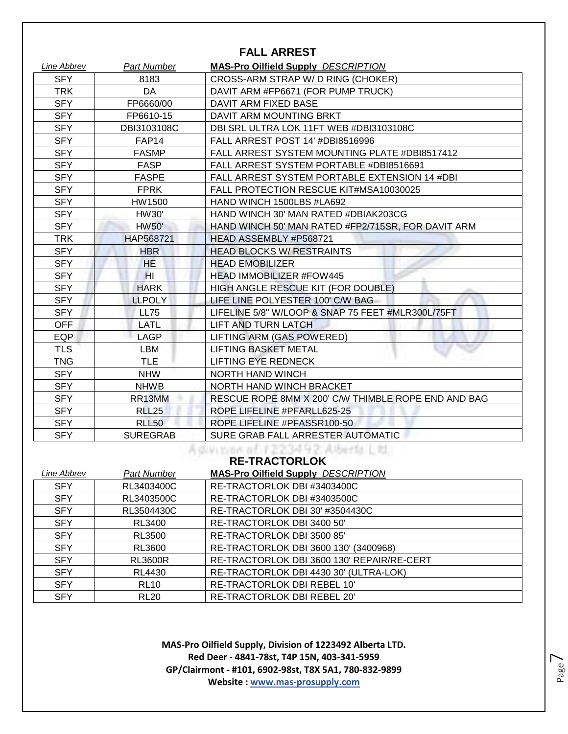## FALL ARREST

| *Line Abbrev* | *Part Number* | **MAS-Pro Oilfield Supply** *DESCRIPTION* |
|---|---|---|
| SFY | 8183 | CROSS-ARM STRAP W/ D RING (CHOKER) |
| TRK | DA | DAVIT ARM #FP6671 (FOR PUMP TRUCK) |
| SFY | FP6660/00 | DAVIT ARM FIXED BASE |
| SFY | FP6610-15 | DAVIT ARM MOUNTING BRKT |
| SFY | DBI3103108C | DBI SRL ULTRA LOK 11FT WEB #DBI3103108C |
| SFY | FAP14 | FALL ARREST POST 14' #DBI8516996 |
| SFY | FASMP | FALL ARREST SYSTEM MOUNTING PLATE #DBI8517412 |
| SFY | FASP | FALL ARREST SYSTEM PORTABLE #DBI8516691 |
| SFY | FASPE | FALL ARREST SYSTEM PORTABLE EXTENSION 14 #DBI |
| SFY | FPRK | FALL PROTECTION RESCUE KIT#MSA10030025 |
| SFY | HW1500 | HAND WINCH 1500LBS #LA692 |
| SFY | HW30' | HAND WINCH 30' MAN RATED #DBIAK203CG |
| SFY | HW50' | HAND WINCH 50' MAN RATED #FP2/715SR, FOR DAVIT ARM |
| TRK | HAP568721 | HEAD ASSEMBLY #P568721 |
| SFY | HBR | HEAD BLOCKS W/ RESTRAINTS |
| SFY | HE | HEAD EMOBILIZER |
| SFY | HI | HEAD IMMOBILIZER #FOW445 |
| SFY | HARK | HIGH ANGLE RESCUE KIT (FOR DOUBLE) |
| SFY | LLPOLY | LIFE LINE POLYESTER 100' C/W BAG |
| SFY | LL75 | LIFELINE 5/8" W/LOOP & SNAP 75 FEET #MLR300L/75FT |
| OFF | LATL | LIFT AND TURN LATCH |
| EQP | LAGP | LIFTING ARM (GAS POWERED) |
| TLS | LBM | LIFTING BASKET METAL |
| TNG | TLE | LIFTING EYE REDNECK |
| SFY | NHW | NORTH HAND WINCH |
| SFY | NHWB | NORTH HAND WINCH BRACKET |
| SFY | RR13MM | RESCUE ROPE 8MM X 200' C/W THIMBLE ROPE END AND BAG |
| SFY | RLL25 | ROPE LIFELINE #PFARLL625-25 |
| SFY | RLL50 | ROPE LIFELINE #PFASSR100-50 |
| SFY | SUREGRAB | SURE GRAB FALL ARRESTER AUTOMATIC |

## RE-TRACTORLOK

| *Line Abbrev* | *Part Number* | **MAS-Pro Oilfield Supply** *DESCRIPTION* |
|---|---|---|
| SFY | RL3403400C | RE-TRACTORLOK DBI #3403400C |
| SFY | RL3403500C | RE-TRACTORLOK DBI #3403500C |
| SFY | RL3504430C | RE-TRACTORLOK DBI 30' #3504430C |
| SFY | RL3400 | RE-TRACTORLOK DBI 3400 50' |
| SFY | RL3500 | RE-TRACTORLOK DBI 3500 85' |
| SFY | RL3600 | RE-TRACTORLOK DBI 3600 130' (3400968) |
| SFY | RL3600R | RE-TRACTORLOK DBI 3600 130' REPAIR/RE-CERT |
| SFY | RL4430 | RE-TRACTORLOK DBI 4430 30' (ULTRA-LOK) |
| SFY | RL10 | RE-TRACTORLOK DBI REBEL 10' |
| SFY | RL20 | RE-TRACTORLOK DBI REBEL 20' |

**MAS-Pro Oilfield Supply, Division of 1223492 Alberta LTD.**
**Red Deer - 4841-78st, T4P 15N, 403-341-5959**
**GP/Clairmont - #101, 6902-98st, T8X 5A1, 780-832-9899**
**Website : www.mas-prosupply.com**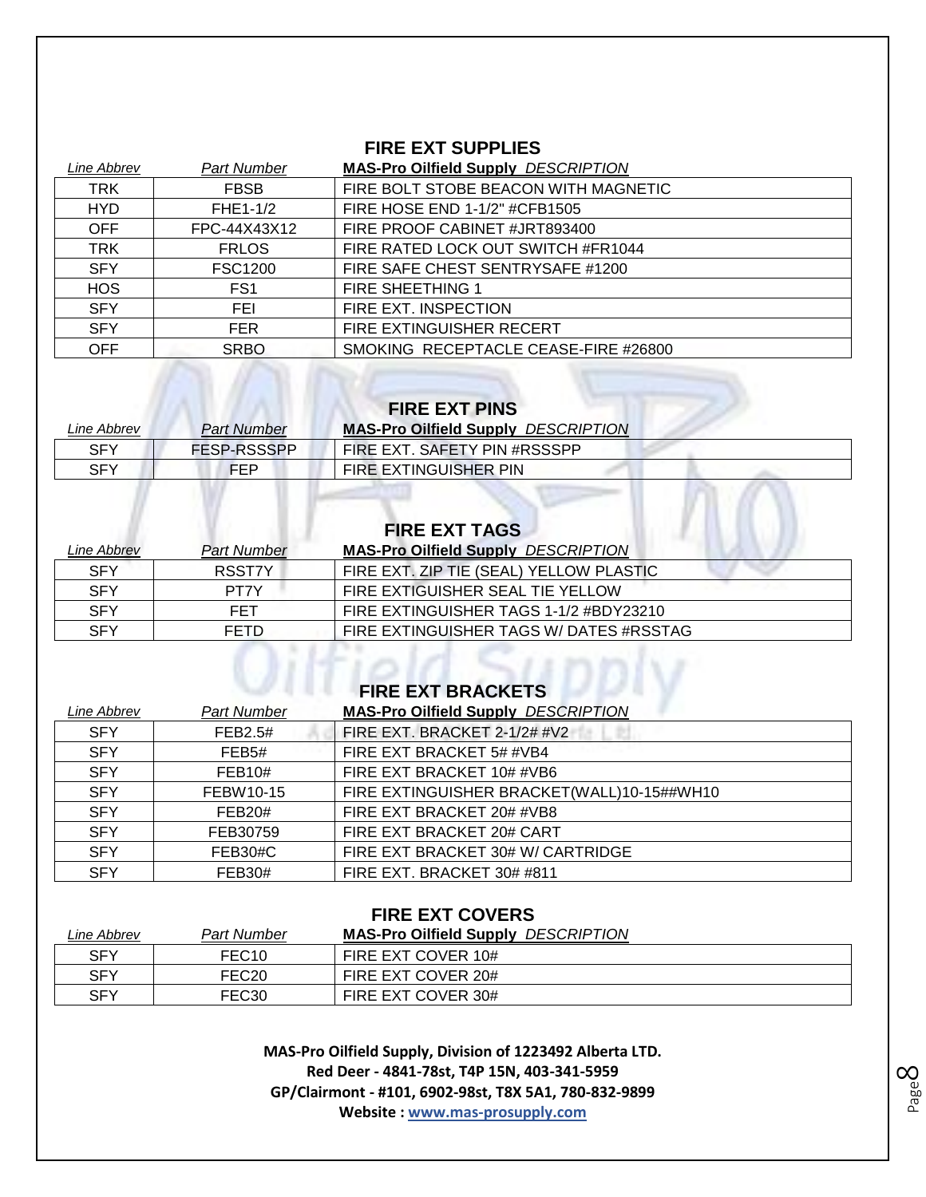## FIRE EXT SUPPLIES

| *Line Abbrev* | *Part Number* | **MAS-Pro Oilfield Supply** *DESCRIPTION* |
|---|---|---|
| TRK | FBSB | FIRE BOLT STOBE BEACON WITH MAGNETIC |
| HYD | FHE1-1/2 | FIRE HOSE END 1-1/2" #CFB1505 |
| OFF | FPC-44X43X12 | FIRE PROOF CABINET #JRT893400 |
| TRK | FRLOS | FIRE RATED LOCK OUT SWITCH #FR1044 |
| SFY | FSC1200 | FIRE SAFE CHEST SENTRYSAFE #1200 |
| HOS | FS1 | FIRE SHEETHING 1 |
| SFY | FEI | FIRE EXT. INSPECTION |
| SFY | FER | FIRE EXTINGUISHER RECERT |
| OFF | SRBO | SMOKING RECEPTACLE CEASE-FIRE #26800 |

## FIRE EXT PINS

| *Line Abbrev* | *Part Number* | **MAS-Pro Oilfield Supply** *DESCRIPTION* |
|---|---|---|
| SFY | FESP-RSSSPP | FIRE EXT. SAFETY PIN #RSSSPP |
| SFY | FEP | FIRE EXTINGUISHER PIN |

## FIRE EXT TAGS

| *Line Abbrev* | *Part Number* | **MAS-Pro Oilfield Supply** *DESCRIPTION* |
|---|---|---|
| SFY | RSST7Y | FIRE EXT. ZIP TIE (SEAL) YELLOW PLASTIC |
| SFY | PT7Y | FIRE EXTIGUISHER SEAL TIE YELLOW |
| SFY | FET | FIRE EXTINGUISHER TAGS 1-1/2 #BDY23210 |
| SFY | FETD | FIRE EXTINGUISHER TAGS W/ DATES #RSSTAG |

## FIRE EXT BRACKETS

| *Line Abbrev* | *Part Number* | **MAS-Pro Oilfield Supply** *DESCRIPTION* |
|---|---|---|
| SFY | FEB2.5# | FIRE EXT. BRACKET 2-1/2# #V2 |
| SFY | FEB5# | FIRE EXT BRACKET 5# #VB4 |
| SFY | FEB10# | FIRE EXT BRACKET 10# #VB6 |
| SFY | FEBW10-15 | FIRE EXTINGUISHER BRACKET(WALL)10-15##WH10 |
| SFY | FEB20# | FIRE EXT BRACKET 20# #VB8 |
| SFY | FEB30759 | FIRE EXT BRACKET 20# CART |
| SFY | FEB30#C | FIRE EXT BRACKET 30# W/ CARTRIDGE |
| SFY | FEB30# | FIRE EXT. BRACKET 30# #811 |

## FIRE EXT COVERS

| *Line Abbrev* | *Part Number* | **MAS-Pro Oilfield Supply** *DESCRIPTION* |
|---|---|---|
| SFY | FEC10 | FIRE EXT COVER 10# |
| SFY | FEC20 | FIRE EXT COVER 20# |
| SFY | FEC30 | FIRE EXT COVER 30# |

**MAS-Pro Oilfield Supply, Division of 1223492 Alberta LTD.**
**Red Deer - 4841-78st, T4P 15N, 403-341-5959**
**GP/Clairmont - #101, 6902-98st, T8X 5A1, 780-832-9899**
**Website : www.mas-prosupply.com**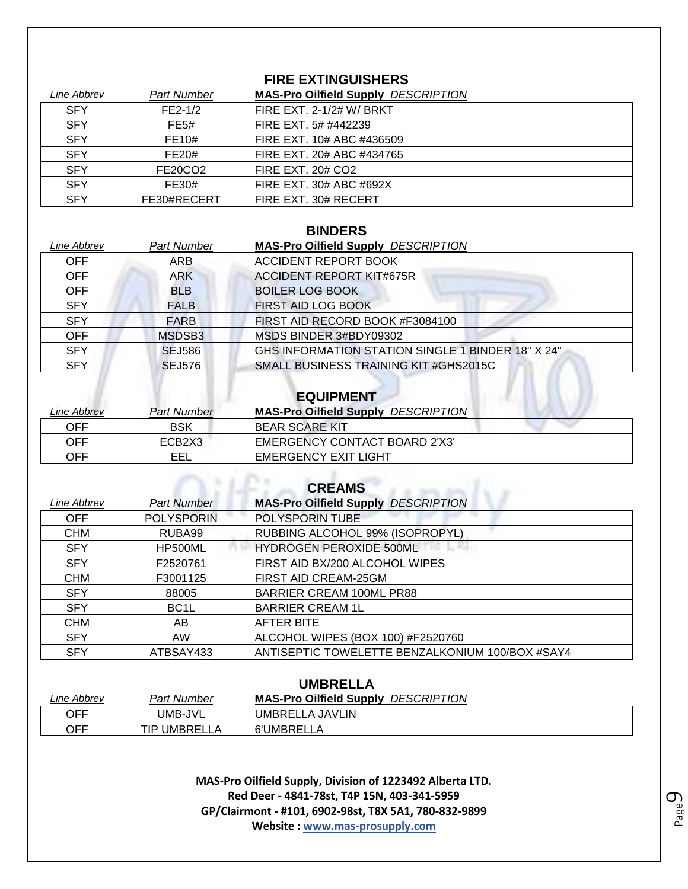## FIRE EXTINGUISHERS

| *Line Abbrev* | *Part Number* | **MAS-Pro Oilfield Supply** *DESCRIPTION* |
|---|---|---|
| SFY | FE2-1/2 | FIRE EXT. 2-1/2# W/ BRKT |
| SFY | FE5# | FIRE EXT. 5# #442239 |
| SFY | FE10# | FIRE EXT. 10# ABC #436509 |
| SFY | FE20# | FIRE EXT. 20# ABC #434765 |
| SFY | FE20CO2 | FIRE EXT. 20# CO2 |
| SFY | FE30# | FIRE EXT. 30# ABC #692X |
| SFY | FE30#RECERT | FIRE EXT. 30# RECERT |

## BINDERS

| *Line Abbrev* | *Part Number* | **MAS-Pro Oilfield Supply** *DESCRIPTION* |
|---|---|---|
| OFF | ARB | ACCIDENT REPORT BOOK |
| OFF | ARK | ACCIDENT REPORT KIT#675R |
| OFF | BLB | BOILER LOG BOOK |
| SFY | FALB | FIRST AID LOG BOOK |
| SFY | FARB | FIRST AID RECORD BOOK #F3084100 |
| OFF | MSDSB3 | MSDS BINDER 3#BDY09302 |
| SFY | SEJ586 | GHS INFORMATION STATION SINGLE 1 BINDER 18" X 24" |
| SFY | SEJ576 | SMALL BUSINESS TRAINING KIT #GHS2015C |

## EQUIPMENT

| *Line Abbrev* | *Part Number* | **MAS-Pro Oilfield Supply** *DESCRIPTION* |
|---|---|---|
| OFF | BSK | BEAR SCARE KIT |
| OFF | ECB2X3 | EMERGENCY CONTACT BOARD 2'X3' |
| OFF | EEL | EMERGENCY EXIT LIGHT |

## CREAMS

| *Line Abbrev* | *Part Number* | **MAS-Pro Oilfield Supply** *DESCRIPTION* |
|---|---|---|
| OFF | POLYSPORIN | POLYSPORIN TUBE |
| CHM | RUBA99 | RUBBING ALCOHOL 99% (ISOPROPYL) |
| SFY | HP500ML | HYDROGEN PEROXIDE 500ML |
| SFY | F2520761 | FIRST AID BX/200 ALCOHOL WIPES |
| CHM | F3001125 | FIRST AID CREAM-25GM |
| SFY | 88005 | BARRIER CREAM 100ML PR88 |
| SFY | BC1L | BARRIER CREAM 1L |
| CHM | AB | AFTER BITE |
| SFY | AW | ALCOHOL WIPES (BOX 100) #F2520760 |
| SFY | ATBSAY433 | ANTISEPTIC TOWELETTE BENZALKONIUM 100/BOX #SAY4 |

## UMBRELLA

| *Line Abbrev* | *Part Number* | **MAS-Pro Oilfield Supply** *DESCRIPTION* |
|---|---|---|
| OFF | UMB-JVL | UMBRELLA JAVLIN |
| OFF | TIP UMBRELLA | 6'UMBRELLA |

**MAS-Pro Oilfield Supply, Division of 1223492 Alberta LTD.**
**Red Deer - 4841-78st, T4P 15N, 403-341-5959**
**GP/Clairmont - #101, 6902-98st, T8X 5A1, 780-832-9899**
**Website : www.mas-prosupply.com**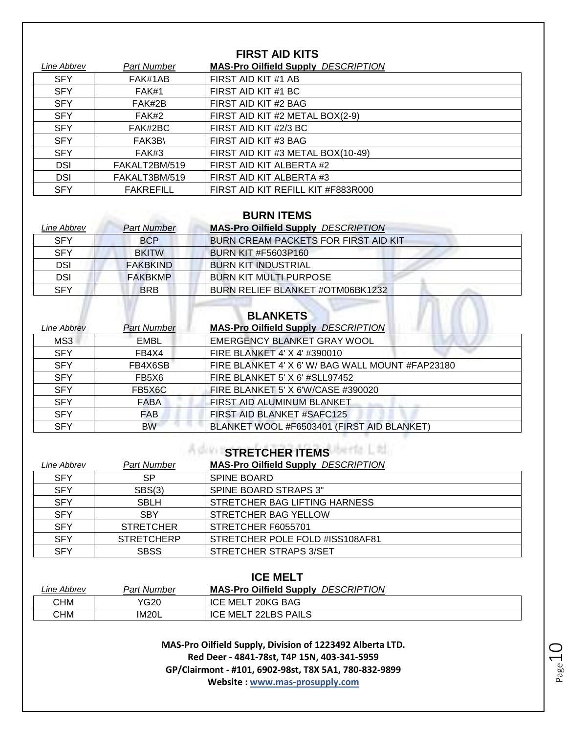## FIRST AID KITS

| *Line Abbrev* | *Part Number* | **MAS-Pro Oilfield Supply** *DESCRIPTION* |
|---|---|---|
| SFY | FAK#1AB | FIRST AID KIT #1 AB |
| SFY | FAK#1 | FIRST AID KIT #1 BC |
| SFY | FAK#2B | FIRST AID KIT #2 BAG |
| SFY | FAK#2 | FIRST AID KIT #2 METAL BOX(2-9) |
| SFY | FAK#2BC | FIRST AID KIT #2/3 BC |
| SFY | FAK3B\ | FIRST AID KIT #3 BAG |
| SFY | FAK#3 | FIRST AID KIT #3 METAL BOX(10-49) |
| DSI | FAKALT2BM/519 | FIRST AID KIT ALBERTA #2 |
| DSI | FAKALT3BM/519 | FIRST AID KIT ALBERTA #3 |
| SFY | FAKREFILL | FIRST AID KIT REFILL KIT #F883R000 |

## BURN ITEMS

| *Line Abbrev* | *Part Number* | **MAS-Pro Oilfield Supply** *DESCRIPTION* |
|---|---|---|
| SFY | BCP | BURN CREAM PACKETS FOR FIRST AID KIT |
| SFY | BKITW | BURN KIT #F5603P160 |
| DSI | FAKBKIND | BURN KIT INDUSTRIAL |
| DSI | FAKBKMP | BURN KIT MULTI PURPOSE |
| SFY | BRB | BURN RELIEF BLANKET #OTM06BK1232 |

## BLANKETS

| *Line Abbrev* | *Part Number* | **MAS-Pro Oilfield Supply** *DESCRIPTION* |
|---|---|---|
| MS3 | EMBL | EMERGENCY BLANKET GRAY WOOL |
| SFY | FB4X4 | FIRE BLANKET 4' X 4' #390010 |
| SFY | FB4X6SB | FIRE BLANKET 4' X 6' W/ BAG WALL MOUNT #FAP23180 |
| SFY | FB5X6 | FIRE BLANKET 5' X 6' #SLL97452 |
| SFY | FB5X6C | FIRE BLANKET 5' X 6'W/CASE #390020 |
| SFY | FABA | FIRST AID ALUMINUM BLANKET |
| SFY | FAB | FIRST AID BLANKET #SAFC125 |
| SFY | BW | BLANKET WOOL #F6503401 (FIRST AID BLANKET) |

## STRETCHER ITEMS

| *Line Abbrev* | *Part Number* | **MAS-Pro Oilfield Supply** *DESCRIPTION* |
|---|---|---|
| SFY | SP | SPINE BOARD |
| SFY | SBS(3) | SPINE BOARD STRAPS 3" |
| SFY | SBLH | STRETCHER BAG LIFTING HARNESS |
| SFY | SBY | STRETCHER BAG YELLOW |
| SFY | STRETCHER | STRETCHER F6055701 |
| SFY | STRETCHERP | STRETCHER POLE FOLD #ISS108AF81 |
| SFY | SBSS | STRETCHER STRAPS 3/SET |

## ICE MELT

| *Line Abbrev* | *Part Number* | **MAS-Pro Oilfield Supply** *DESCRIPTION* |
|---|---|---|
| CHM | YG20 | ICE MELT 20KG BAG |
| CHM | IM20L | ICE MELT 22LBS PAILS |

**MAS-Pro Oilfield Supply, Division of 1223492 Alberta LTD.**
**Red Deer - 4841-78st, T4P 15N, 403-341-5959**
**GP/Clairmont - #101, 6902-98st, T8X 5A1, 780-832-9899**
**Website : www.mas-prosupply.com**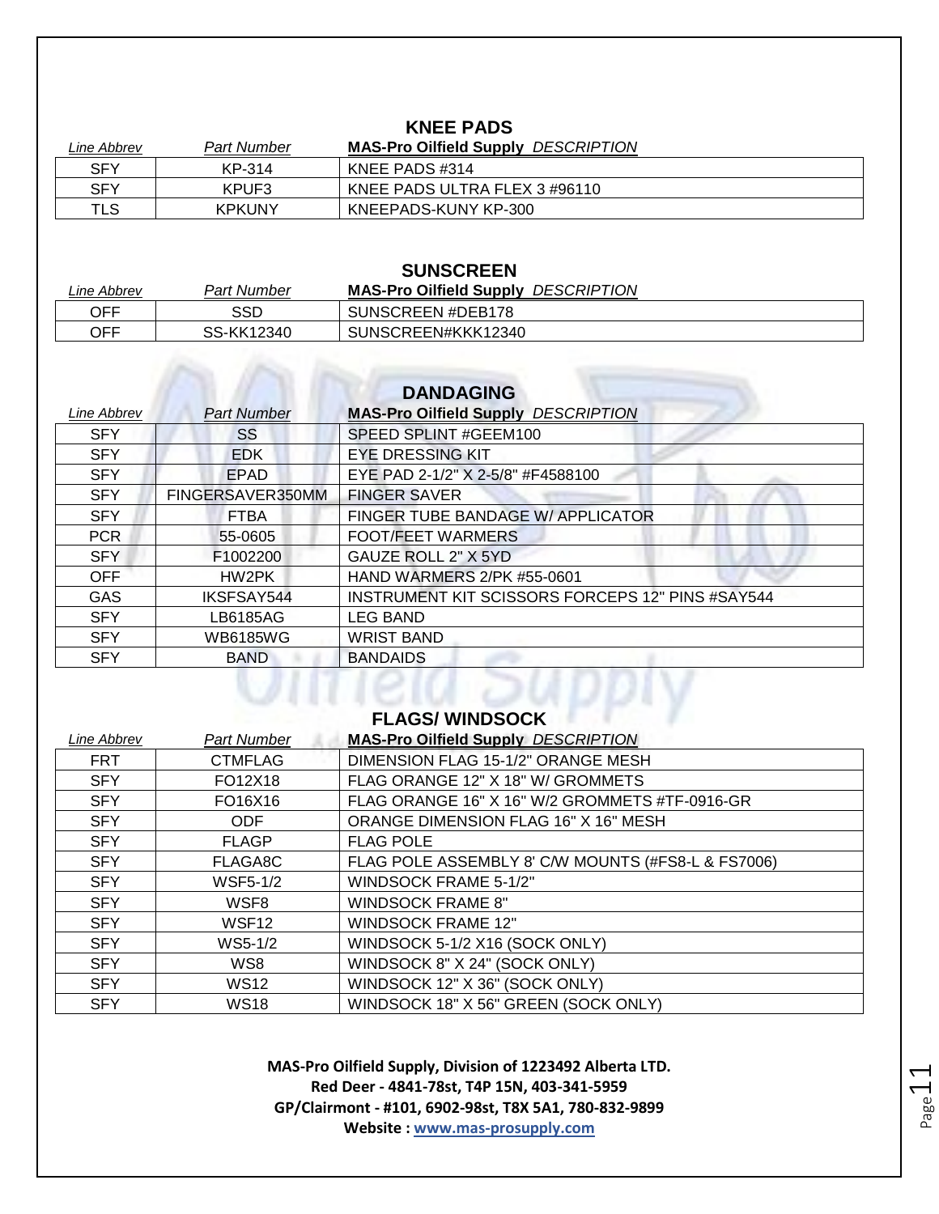## KNEE PADS

| *Line Abbrev* | *Part Number* | **MAS-Pro Oilfield Supply** *DESCRIPTION* |
|---|---|---|
| SFY | KP-314 | KNEE PADS #314 |
| SFY | KPUF3 | KNEE PADS ULTRA FLEX 3 #96110 |
| TLS | KPKUNY | KNEEPADS-KUNY KP-300 |

## SUNSCREEN

| *Line Abbrev* | *Part Number* | **MAS-Pro Oilfield Supply** *DESCRIPTION* |
|---|---|---|
| OFF | SSD | SUNSCREEN #DEB178 |
| OFF | SS-KK12340 | SUNSCREEN#KKK12340 |

## DANDAGING

| *Line Abbrev* | *Part Number* | **MAS-Pro Oilfield Supply** *DESCRIPTION* |
|---|---|---|
| SFY | SS | SPEED SPLINT #GEEM100 |
| SFY | EDK | EYE DRESSING KIT |
| SFY | EPAD | EYE PAD 2-1/2" X 2-5/8" #F4588100 |
| SFY | FINGERSAVER350MM | FINGER SAVER |
| SFY | FTBA | FINGER TUBE BANDAGE W/ APPLICATOR |
| PCR | 55-0605 | FOOT/FEET WARMERS |
| SFY | F1002200 | GAUZE ROLL 2" X 5YD |
| OFF | HW2PK | HAND WARMERS 2/PK #55-0601 |
| GAS | IKSFSAY544 | INSTRUMENT KIT SCISSORS FORCEPS 12" PINS #SAY544 |
| SFY | LB6185AG | LEG BAND |
| SFY | WB6185WG | WRIST BAND |
| SFY | BAND | BANDAIDS |

## FLAGS/ WINDSOCK

| *Line Abbrev* | *Part Number* | **MAS-Pro Oilfield Supply** *DESCRIPTION* |
|---|---|---|
| FRT | CTMFLAG | DIMENSION FLAG 15-1/2" ORANGE MESH |
| SFY | FO12X18 | FLAG ORANGE 12" X 18" W/ GROMMETS |
| SFY | FO16X16 | FLAG ORANGE 16" X 16" W/2 GROMMETS #TF-0916-GR |
| SFY | ODF | ORANGE DIMENSION FLAG 16" X 16" MESH |
| SFY | FLAGP | FLAG POLE |
| SFY | FLAGA8C | FLAG POLE ASSEMBLY 8' C/W MOUNTS (#FS8-L & FS7006) |
| SFY | WSF5-1/2 | WINDSOCK FRAME 5-1/2" |
| SFY | WSF8 | WINDSOCK FRAME 8" |
| SFY | WSF12 | WINDSOCK FRAME 12" |
| SFY | WS5-1/2 | WINDSOCK 5-1/2 X16 (SOCK ONLY) |
| SFY | WS8 | WINDSOCK 8" X 24" (SOCK ONLY) |
| SFY | WS12 | WINDSOCK 12" X 36" (SOCK ONLY) |
| SFY | WS18 | WINDSOCK 18" X 56" GREEN (SOCK ONLY) |

**MAS-Pro Oilfield Supply, Division of 1223492 Alberta LTD.**
**Red Deer - 4841-78st, T4P 15N, 403-341-5959**
**GP/Clairmont - #101, 6902-98st, T8X 5A1, 780-832-9899**
**Website : www.mas-prosupply.com**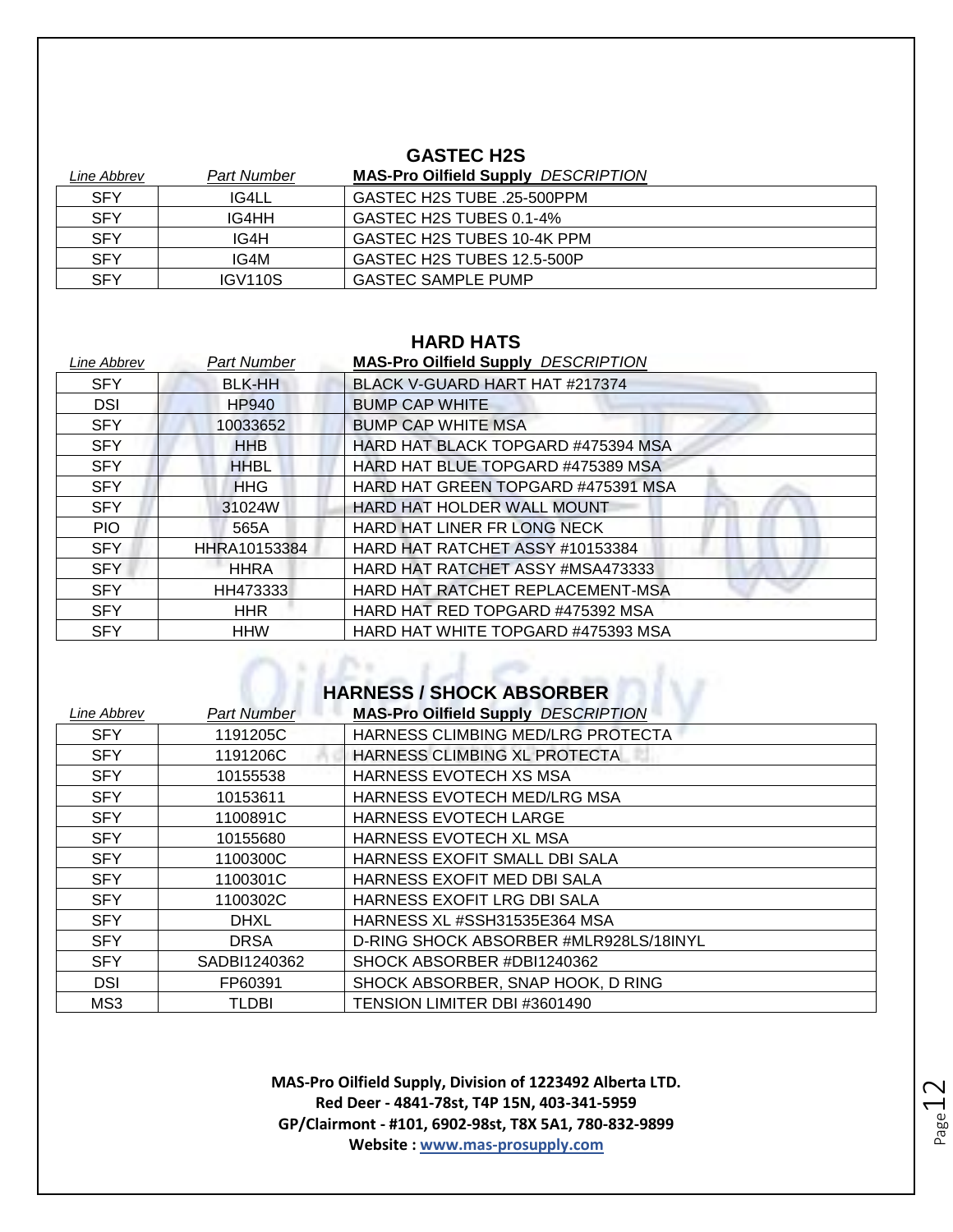## GASTEC H2S

| *Line Abbrev* | *Part Number* | **MAS-Pro Oilfield Supply** *DESCRIPTION* |
|---|---|---|
| SFY | IG4LL | GASTEC H2S TUBE .25-500PPM |
| SFY | IG4HH | GASTEC H2S TUBES 0.1-4% |
| SFY | IG4H | GASTEC H2S TUBES 10-4K PPM |
| SFY | IG4M | GASTEC H2S TUBES 12.5-500P |
| SFY | IGV110S | GASTEC SAMPLE PUMP |

## HARD HATS

| *Line Abbrev* | *Part Number* | **MAS-Pro Oilfield Supply** *DESCRIPTION* |
|---|---|---|
| SFY | BLK-HH | BLACK V-GUARD HART HAT #217374 |
| DSI | HP940 | BUMP CAP WHITE |
| SFY | 10033652 | BUMP CAP WHITE MSA |
| SFY | HHB | HARD HAT BLACK TOPGARD #475394 MSA |
| SFY | HHBL | HARD HAT BLUE TOPGARD #475389 MSA |
| SFY | HHG | HARD HAT GREEN TOPGARD #475391 MSA |
| SFY | 31024W | HARD HAT HOLDER WALL MOUNT |
| PIO | 565A | HARD HAT LINER FR LONG NECK |
| SFY | HHRA10153384 | HARD HAT RATCHET ASSY #10153384 |
| SFY | HHRA | HARD HAT RATCHET ASSY #MSA473333 |
| SFY | HH473333 | HARD HAT RATCHET REPLACEMENT-MSA |
| SFY | HHR | HARD HAT RED TOPGARD #475392 MSA |
| SFY | HHW | HARD HAT WHITE TOPGARD #475393 MSA |

## HARNESS / SHOCK ABSORBER

| *Line Abbrev* | *Part Number* | **MAS-Pro Oilfield Supply** *DESCRIPTION* |
|---|---|---|
| SFY | 1191205C | HARNESS CLIMBING MED/LRG PROTECTA |
| SFY | 1191206C | HARNESS CLIMBING XL PROTECTA |
| SFY | 10155538 | HARNESS EVOTECH XS MSA |
| SFY | 10153611 | HARNESS EVOTECH MED/LRG MSA |
| SFY | 1100891C | HARNESS EVOTECH LARGE |
| SFY | 10155680 | HARNESS EVOTECH XL MSA |
| SFY | 1100300C | HARNESS EXOFIT SMALL DBI SALA |
| SFY | 1100301C | HARNESS EXOFIT MED DBI SALA |
| SFY | 1100302C | HARNESS EXOFIT LRG DBI SALA |
| SFY | DHXL | HARNESS XL #SSH31535E364 MSA |
| SFY | DRSA | D-RING SHOCK ABSORBER #MLR928LS/18INYL |
| SFY | SADBI1240362 | SHOCK ABSORBER #DBI1240362 |
| DSI | FP60391 | SHOCK ABSORBER, SNAP HOOK, D RING |
| MS3 | TLDBI | TENSION LIMITER DBI #3601490 |

**MAS-Pro Oilfield Supply, Division of 1223492 Alberta LTD.**
**Red Deer - 4841-78st, T4P 15N, 403-341-5959**
**GP/Clairmont - #101, 6902-98st, T8X 5A1, 780-832-9899**
**Website : www.mas-prosupply.com**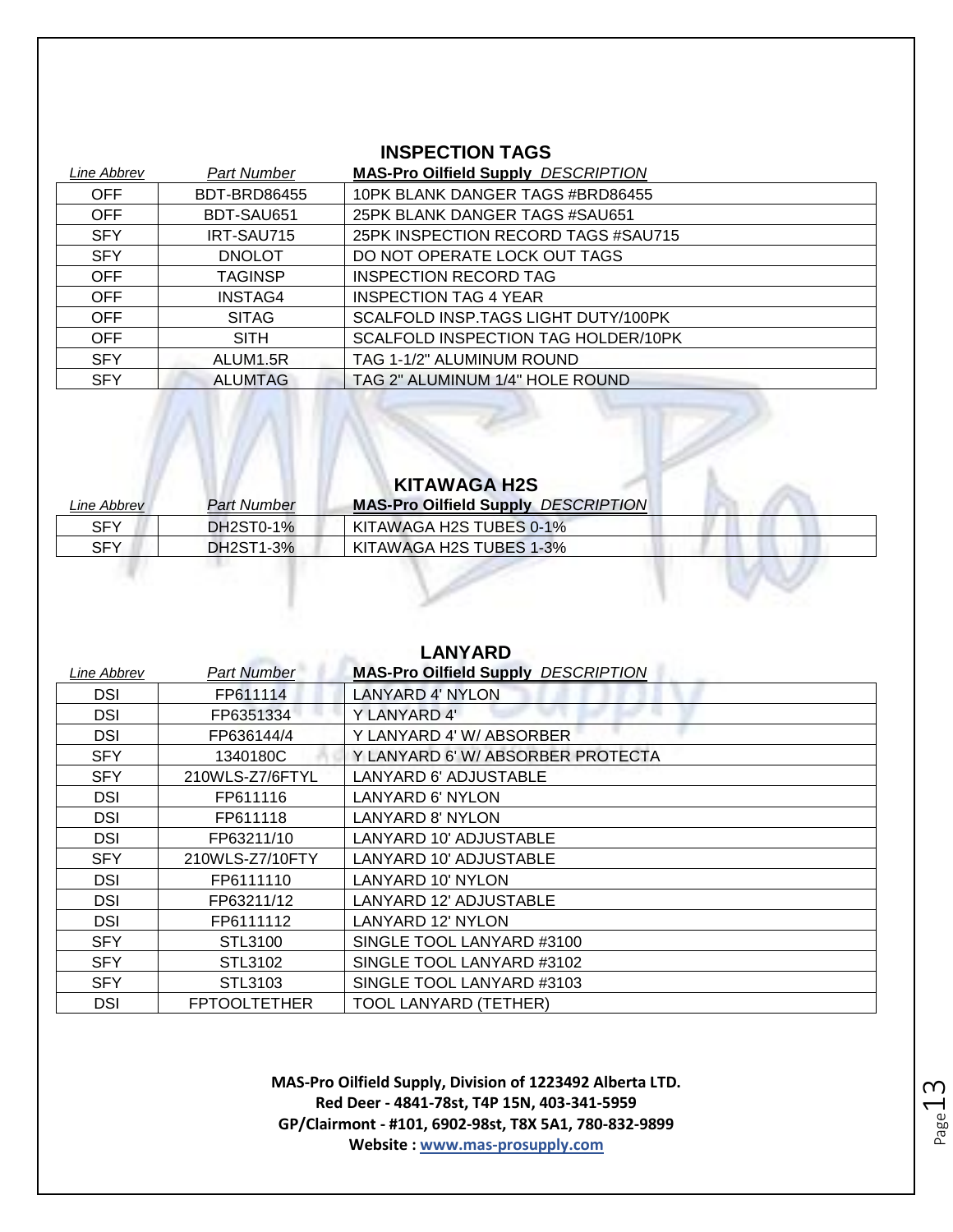## INSPECTION TAGS

| Line Abbrev | Part Number | MAS-Pro Oilfield Supply DESCRIPTION |
|---|---|---|
| OFF | BDT-BRD86455 | 10PK BLANK DANGER TAGS #BRD86455 |
| OFF | BDT-SAU651 | 25PK BLANK DANGER TAGS #SAU651 |
| SFY | IRT-SAU715 | 25PK INSPECTION RECORD TAGS #SAU715 |
| SFY | DNOLOT | DO NOT OPERATE LOCK OUT TAGS |
| OFF | TAGINSP | INSPECTION RECORD TAG |
| OFF | INSTAG4 | INSPECTION TAG 4 YEAR |
| OFF | SITAG | SCALFOLD INSP.TAGS LIGHT DUTY/100PK |
| OFF | SITH | SCALFOLD INSPECTION TAG HOLDER/10PK |
| SFY | ALUM1.5R | TAG 1-1/2" ALUMINUM ROUND |
| SFY | ALUMTAG | TAG 2" ALUMINUM 1/4" HOLE ROUND |

## KITAWAGA H2S

| Line Abbrev | Part Number | MAS-Pro Oilfield Supply DESCRIPTION |
|---|---|---|
| SFY | DH2ST0-1% | KITAWAGA H2S TUBES 0-1% |
| SFY | DH2ST1-3% | KITAWAGA H2S TUBES 1-3% |

## LANYARD

| Line Abbrev | Part Number | MAS-Pro Oilfield Supply DESCRIPTION |
|---|---|---|
| DSI | FP611114 | LANYARD 4' NYLON |
| DSI | FP6351334 | Y LANYARD 4' |
| DSI | FP636144/4 | Y LANYARD 4' W/ ABSORBER |
| SFY | 1340180C | Y LANYARD 6' W/ ABSORBER PROTECTA |
| SFY | 210WLS-Z7/6FTYL | LANYARD 6' ADJUSTABLE |
| DSI | FP611116 | LANYARD 6' NYLON |
| DSI | FP611118 | LANYARD 8' NYLON |
| DSI | FP63211/10 | LANYARD 10' ADJUSTABLE |
| SFY | 210WLS-Z7/10FTY | LANYARD 10' ADJUSTABLE |
| DSI | FP6111110 | LANYARD 10' NYLON |
| DSI | FP63211/12 | LANYARD 12' ADJUSTABLE |
| DSI | FP6111112 | LANYARD 12' NYLON |
| SFY | STL3100 | SINGLE TOOL LANYARD #3100 |
| SFY | STL3102 | SINGLE TOOL LANYARD #3102 |
| SFY | STL3103 | SINGLE TOOL LANYARD #3103 |
| DSI | FPTOOLTETHER | TOOL LANYARD (TETHER) |

**MAS-Pro Oilfield Supply, Division of 1223492 Alberta LTD.**
**Red Deer - 4841-78st, T4P 15N, 403-341-5959**
**GP/Clairmont - #101, 6902-98st, T8X 5A1, 780-832-9899**
**Website : www.mas-prosupply.com**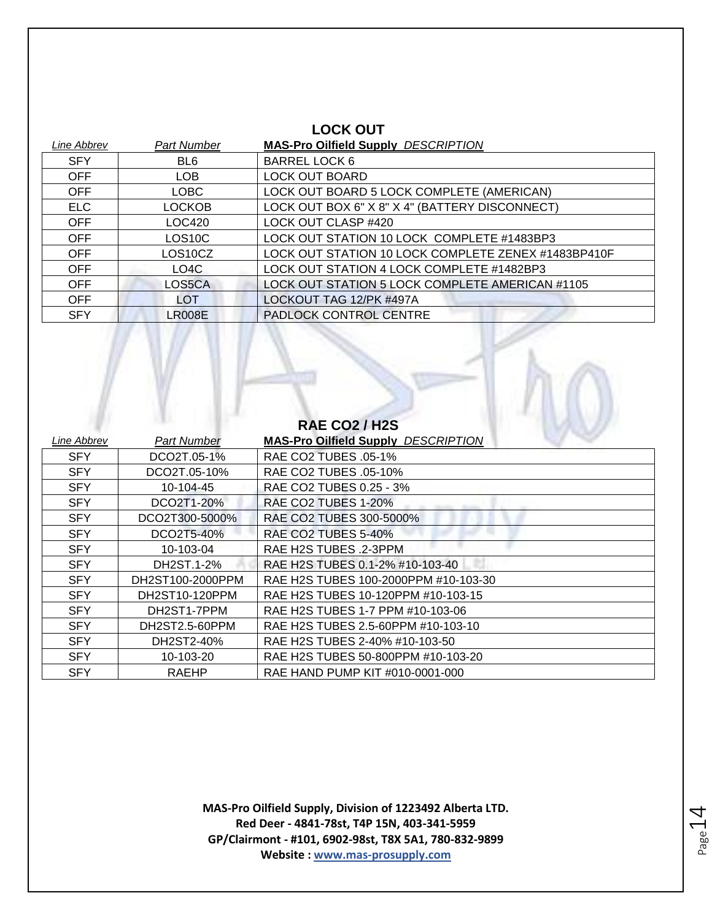## LOCK OUT

| *Line Abbrev* | *Part Number* | **MAS-Pro Oilfield Supply** *DESCRIPTION* |
|---|---|---|
| SFY | BL6 | BARREL LOCK 6 |
| OFF | LOB | LOCK OUT BOARD |
| OFF | LOBC | LOCK OUT BOARD 5 LOCK COMPLETE (AMERICAN) |
| ELC | LOCKOB | LOCK OUT BOX 6" X 8" X 4" (BATTERY DISCONNECT) |
| OFF | LOC420 | LOCK OUT CLASP #420 |
| OFF | LOS10C | LOCK OUT STATION 10 LOCK COMPLETE #1483BP3 |
| OFF | LOS10CZ | LOCK OUT STATION 10 LOCK COMPLETE ZENEX #1483BP410F |
| OFF | LO4C | LOCK OUT STATION 4 LOCK COMPLETE #1482BP3 |
| OFF | LOS5CA | LOCK OUT STATION 5 LOCK COMPLETE AMERICAN #1105 |
| OFF | LOT | LOCKOUT TAG 12/PK #497A |
| SFY | LR008E | PADLOCK CONTROL CENTRE |

## RAE CO2 / H2S

| *Line Abbrev* | *Part Number* | **MAS-Pro Oilfield Supply** *DESCRIPTION* |
|---|---|---|
| SFY | DCO2T.05-1% | RAE CO2 TUBES .05-1% |
| SFY | DCO2T.05-10% | RAE CO2 TUBES .05-10% |
| SFY | 10-104-45 | RAE CO2 TUBES 0.25 - 3% |
| SFY | DCO2T1-20% | RAE CO2 TUBES 1-20% |
| SFY | DCO2T300-5000% | RAE CO2 TUBES 300-5000% |
| SFY | DCO2T5-40% | RAE CO2 TUBES 5-40% |
| SFY | 10-103-04 | RAE H2S TUBES .2-3PPM |
| SFY | DH2ST.1-2% | RAE H2S TUBES 0.1-2% #10-103-40 |
| SFY | DH2ST100-2000PPM | RAE H2S TUBES 100-2000PPM #10-103-30 |
| SFY | DH2ST10-120PPM | RAE H2S TUBES 10-120PPM #10-103-15 |
| SFY | DH2ST1-7PPM | RAE H2S TUBES 1-7 PPM #10-103-06 |
| SFY | DH2ST2.5-60PPM | RAE H2S TUBES 2.5-60PPM #10-103-10 |
| SFY | DH2ST2-40% | RAE H2S TUBES 2-40% #10-103-50 |
| SFY | 10-103-20 | RAE H2S TUBES 50-800PPM #10-103-20 |
| SFY | RAEHP | RAE HAND PUMP KIT #010-0001-000 |

**MAS-Pro Oilfield Supply, Division of 1223492 Alberta LTD.**
**Red Deer - 4841-78st, T4P 15N, 403-341-5959**
**GP/Clairmont - #101, 6902-98st, T8X 5A1, 780-832-9899**
**Website : www.mas-prosupply.com**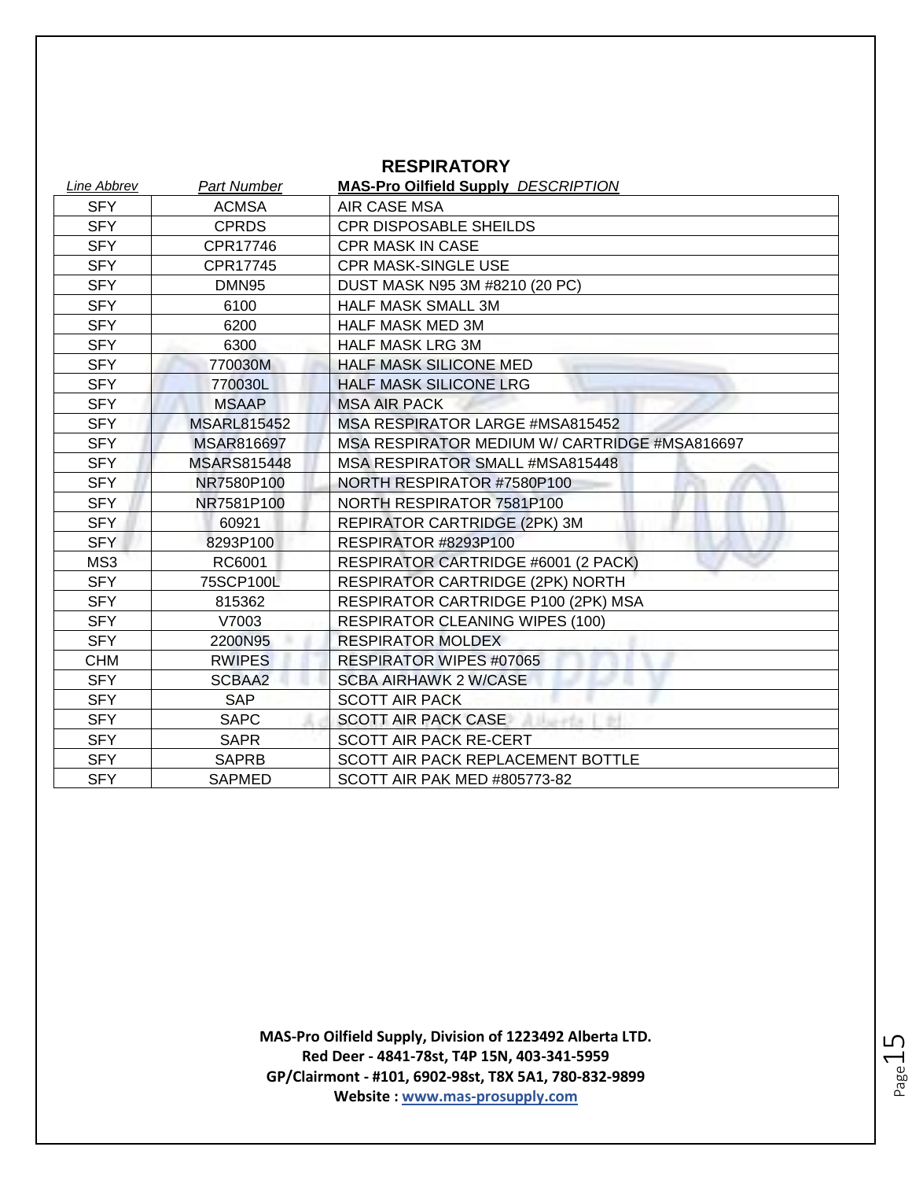## RESPIRATORY

| *Line Abbrev* | *Part Number* | **MAS-Pro Oilfield Supply** *DESCRIPTION* |
|---|---|---|
| SFY | ACMSA | AIR CASE MSA |
| SFY | CPRDS | CPR DISPOSABLE SHEILDS |
| SFY | CPR17746 | CPR MASK IN CASE |
| SFY | CPR17745 | CPR MASK-SINGLE USE |
| SFY | DMN95 | DUST MASK N95 3M #8210 (20 PC) |
| SFY | 6100 | HALF MASK SMALL 3M |
| SFY | 6200 | HALF MASK MED 3M |
| SFY | 6300 | HALF MASK LRG 3M |
| SFY | 770030M | HALF MASK SILICONE MED |
| SFY | 770030L | HALF MASK SILICONE LRG |
| SFY | MSAAP | MSA AIR PACK |
| SFY | MSARL815452 | MSA RESPIRATOR LARGE #MSA815452 |
| SFY | MSAR816697 | MSA RESPIRATOR MEDIUM W/ CARTRIDGE #MSA816697 |
| SFY | MSARS815448 | MSA RESPIRATOR SMALL #MSA815448 |
| SFY | NR7580P100 | NORTH RESPIRATOR #7580P100 |
| SFY | NR7581P100 | NORTH RESPIRATOR 7581P100 |
| SFY | 60921 | REPIRATOR CARTRIDGE (2PK) 3M |
| SFY | 8293P100 | RESPIRATOR #8293P100 |
| MS3 | RC6001 | RESPIRATOR CARTRIDGE #6001 (2 PACK) |
| SFY | 75SCP100L | RESPIRATOR CARTRIDGE (2PK) NORTH |
| SFY | 815362 | RESPIRATOR CARTRIDGE P100 (2PK) MSA |
| SFY | V7003 | RESPIRATOR CLEANING WIPES (100) |
| SFY | 2200N95 | RESPIRATOR MOLDEX |
| CHM | RWIPES | RESPIRATOR WIPES #07065 |
| SFY | SCBAA2 | SCBA AIRHAWK 2 W/CASE |
| SFY | SAP | SCOTT AIR PACK |
| SFY | SAPC | SCOTT AIR PACK CASE |
| SFY | SAPR | SCOTT AIR PACK RE-CERT |
| SFY | SAPRB | SCOTT AIR PACK REPLACEMENT BOTTLE |
| SFY | SAPMED | SCOTT AIR PAK MED #805773-82 |

**MAS-Pro Oilfield Supply, Division of 1223492 Alberta LTD.**
**Red Deer - 4841-78st, T4P 15N, 403-341-5959**
**GP/Clairmont - #101, 6902-98st, T8X 5A1, 780-832-9899**
**Website : www.mas-prosupply.com**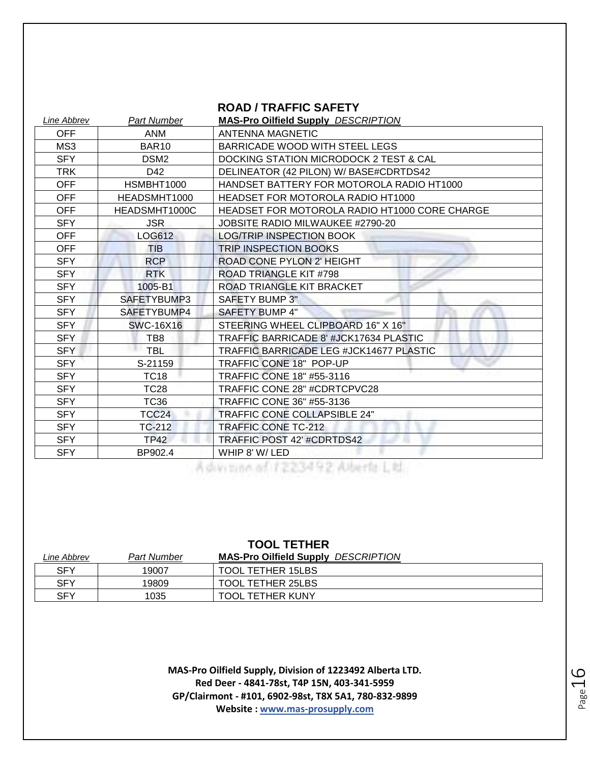## ROAD / TRAFFIC SAFETY

| *Line Abbrev* | *Part Number* | **MAS-Pro Oilfield Supply** *DESCRIPTION* |
|---|---|---|
| OFF | ANM | ANTENNA MAGNETIC |
| MS3 | BAR10 | BARRICADE WOOD WITH STEEL LEGS |
| SFY | DSM2 | DOCKING STATION MICRODOCK 2 TEST & CAL |
| TRK | D42 | DELINEATOR (42 PILON) W/ BASE#CDRTDS42 |
| OFF | HSMBHT1000 | HANDSET BATTERY FOR MOTOROLA RADIO HT1000 |
| OFF | HEADSMHT1000 | HEADSET FOR MOTOROLA RADIO HT1000 |
| OFF | HEADSMHT1000C | HEADSET FOR MOTOROLA RADIO HT1000 CORE CHARGE |
| SFY | JSR | JOBSITE RADIO MILWAUKEE #2790-20 |
| OFF | LOG612 | LOG/TRIP INSPECTION BOOK |
| OFF | TIB | TRIP INSPECTION BOOKS |
| SFY | RCP | ROAD CONE PYLON 2' HEIGHT |
| SFY | RTK | ROAD TRIANGLE KIT #798 |
| SFY | 1005-B1 | ROAD TRIANGLE KIT BRACKET |
| SFY | SAFETYBUMP3 | SAFETY BUMP 3" |
| SFY | SAFETYBUMP4 | SAFETY BUMP 4" |
| SFY | SWC-16X16 | STEERING WHEEL CLIPBOARD 16" X 16" |
| SFY | TB8 | TRAFFIC BARRICADE 8' #JCK17634 PLASTIC |
| SFY | TBL | TRAFFIC BARRICADE LEG #JCK14677 PLASTIC |
| SFY | S-21159 | TRAFFIC CONE 18" POP-UP |
| SFY | TC18 | TRAFFIC CONE 18" #55-3116 |
| SFY | TC28 | TRAFFIC CONE 28" #CDRTCPVC28 |
| SFY | TC36 | TRAFFIC CONE 36" #55-3136 |
| SFY | TCC24 | TRAFFIC CONE COLLAPSIBLE 24" |
| SFY | TC-212 | TRAFFIC CONE TC-212 |
| SFY | TP42 | TRAFFIC POST 42' #CDRTDS42 |
| SFY | BP902.4 | WHIP 8' W/ LED |

## TOOL TETHER

| *Line Abbrev* | *Part Number* | **MAS-Pro Oilfield Supply** *DESCRIPTION* |
|---|---|---|
| SFY | 19007 | TOOL TETHER 15LBS |
| SFY | 19809 | TOOL TETHER 25LBS |
| SFY | 1035 | TOOL TETHER KUNY |

**MAS-Pro Oilfield Supply, Division of 1223492 Alberta LTD.**
**Red Deer - 4841-78st, T4P 15N, 403-341-5959**
**GP/Clairmont - #101, 6902-98st, T8X 5A1, 780-832-9899**
**Website : www.mas-prosupply.com**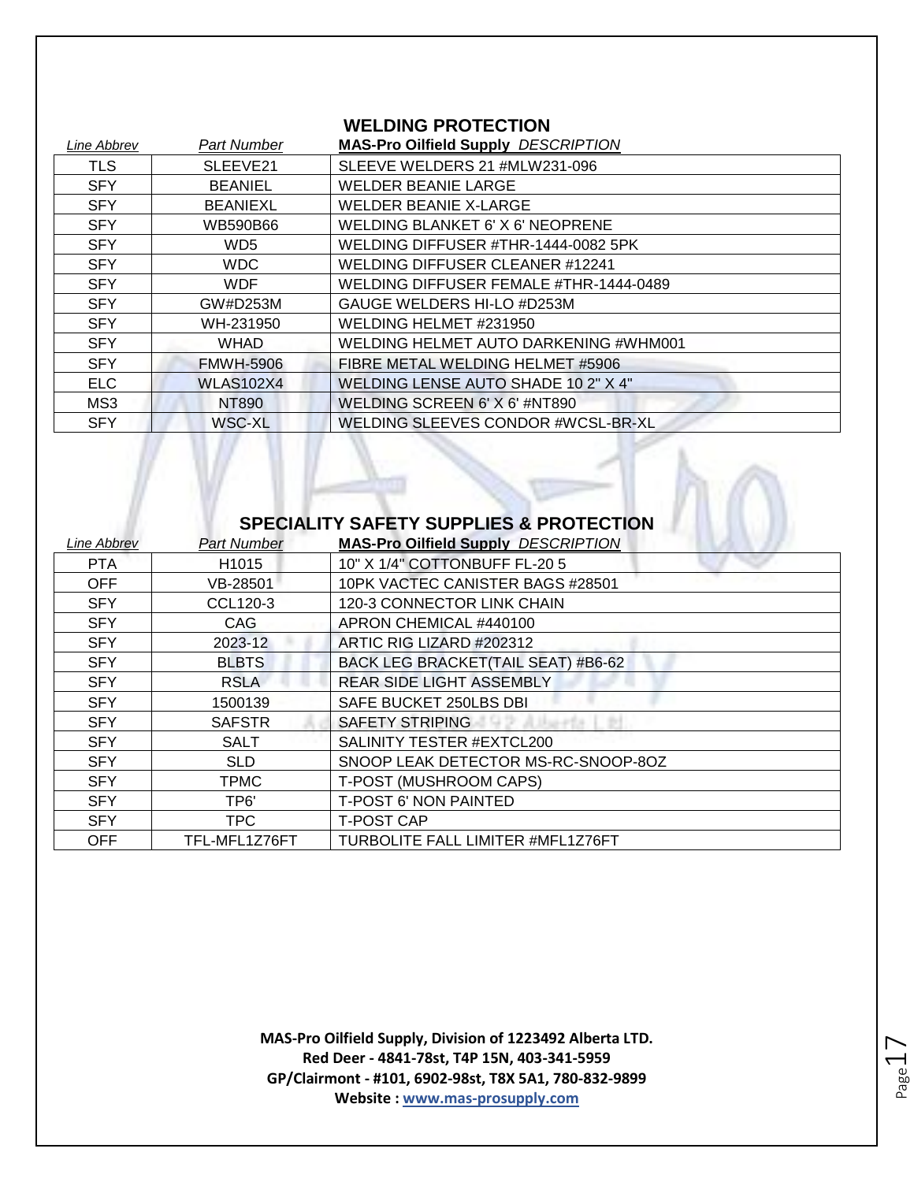## WELDING PROTECTION

| *Line Abbrev* | *Part Number* | **MAS-Pro Oilfield Supply** *DESCRIPTION* |
|---|---|---|
| TLS | SLEEVE21 | SLEEVE WELDERS 21 #MLW231-096 |
| SFY | BEANIEL | WELDER BEANIE LARGE |
| SFY | BEANIEXL | WELDER BEANIE X-LARGE |
| SFY | WB590B66 | WELDING BLANKET 6' X 6' NEOPRENE |
| SFY | WD5 | WELDING DIFFUSER #THR-1444-0082 5PK |
| SFY | WDC | WELDING DIFFUSER CLEANER #12241 |
| SFY | WDF | WELDING DIFFUSER FEMALE #THR-1444-0489 |
| SFY | GW#D253M | GAUGE WELDERS HI-LO #D253M |
| SFY | WH-231950 | WELDING HELMET #231950 |
| SFY | WHAD | WELDING HELMET AUTO DARKENING #WHM001 |
| SFY | FMWH-5906 | FIBRE METAL WELDING HELMET #5906 |
| ELC | WLAS102X4 | WELDING LENSE AUTO SHADE 10 2" X 4" |
| MS3 | NT890 | WELDING SCREEN 6' X 6' #NT890 |
| SFY | WSC-XL | WELDING SLEEVES CONDOR #WCSL-BR-XL |

## SPECIALITY SAFETY SUPPLIES & PROTECTION

| *Line Abbrev* | *Part Number* | **MAS-Pro Oilfield Supply** *DESCRIPTION* |
|---|---|---|
| PTA | H1015 | 10" X 1/4" COTTONBUFF FL-20 5 |
| OFF | VB-28501 | 10PK VACTEC CANISTER BAGS #28501 |
| SFY | CCL120-3 | 120-3 CONNECTOR LINK CHAIN |
| SFY | CAG | APRON CHEMICAL #440100 |
| SFY | 2023-12 | ARTIC RIG LIZARD #202312 |
| SFY | BLBTS | BACK LEG BRACKET(TAIL SEAT) #B6-62 |
| SFY | RSLA | REAR SIDE LIGHT ASSEMBLY |
| SFY | 1500139 | SAFE BUCKET 250LBS DBI |
| SFY | SAFSTR | SAFETY STRIPING |
| SFY | SALT | SALINITY TESTER #EXTCL200 |
| SFY | SLD | SNOOP LEAK DETECTOR MS-RC-SNOOP-8OZ |
| SFY | TPMC | T-POST (MUSHROOM CAPS) |
| SFY | TP6' | T-POST 6' NON PAINTED |
| SFY | TPC | T-POST CAP |
| OFF | TFL-MFL1Z76FT | TURBOLITE FALL LIMITER #MFL1Z76FT |

**MAS-Pro Oilfield Supply, Division of 1223492 Alberta LTD.**
**Red Deer - 4841-78st, T4P 15N, 403-341-5959**
**GP/Clairmont - #101, 6902-98st, T8X 5A1, 780-832-9899**
**Website : www.mas-prosupply.com**